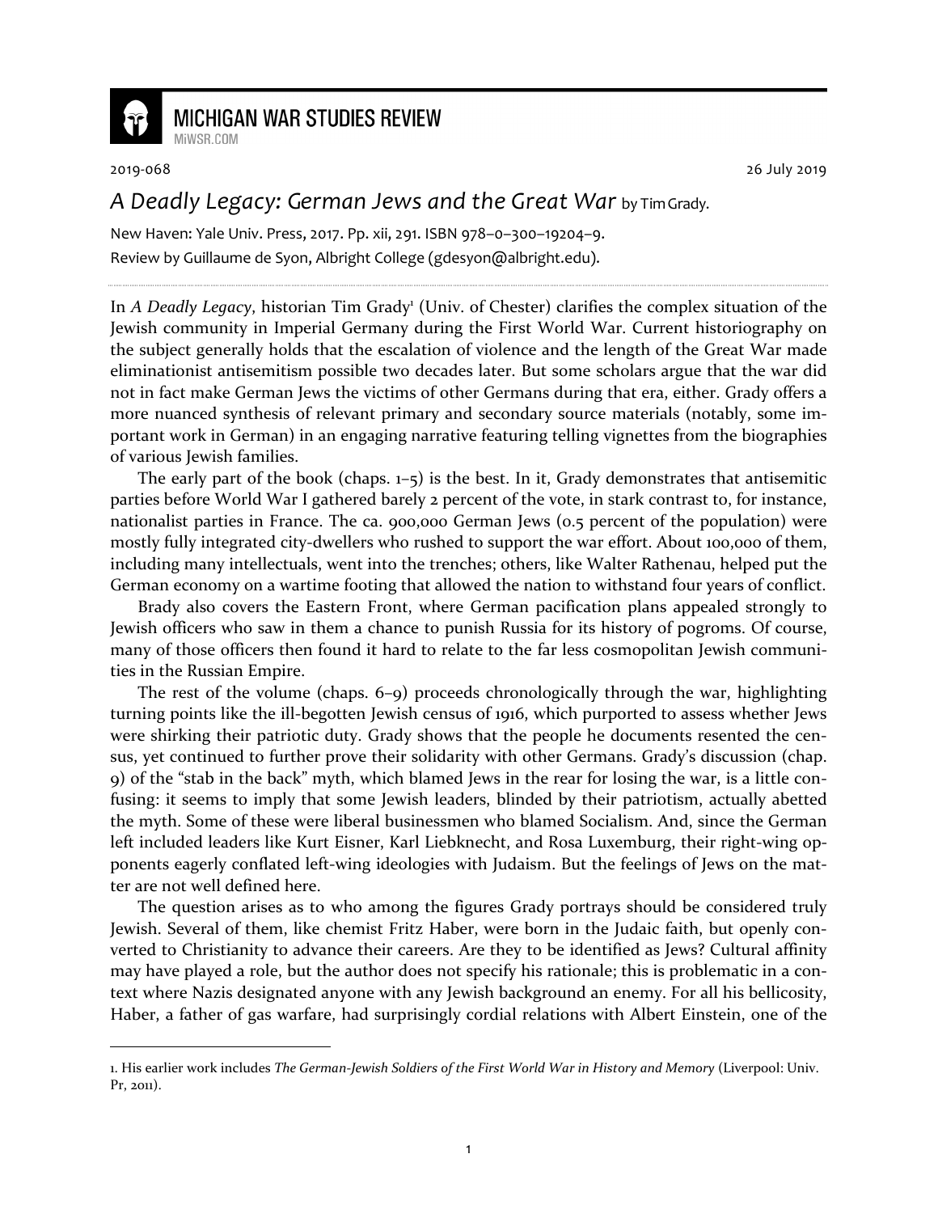MICHIGAN WAR STUDIES REVIEW
MiWSR.COM

2019-068 26 July 2019

# *A Deadly Legacy: German Jews and the Great War* by Tim Grady.

New Haven: Yale Univ. Press, 2017. Pp. xii, 291. ISBN 978–0–300–19204–9.
Review by Guillaume de Syon, Albright College (gdesyon@albright.edu).

In *A Deadly Legacy*, historian Tim Grady[1] (Univ. of Chester) clarifies the complex situation of the Jewish community in Imperial Germany during the First World War. Current historiography on the subject generally holds that the escalation of violence and the length of the Great War made eliminationist antisemitism possible two decades later. But some scholars argue that the war did not in fact make German Jews the victims of other Germans during that era, either. Grady offers a more nuanced synthesis of relevant primary and secondary source materials (notably, some important work in German) in an engaging narrative featuring telling vignettes from the biographies of various Jewish families.

The early part of the book (chaps. 1–5) is the best. In it, Grady demonstrates that antisemitic parties before World War I gathered barely 2 percent of the vote, in stark contrast to, for instance, nationalist parties in France. The ca. 900,000 German Jews (0.5 percent of the population) were mostly fully integrated city-dwellers who rushed to support the war effort. About 100,000 of them, including many intellectuals, went into the trenches; others, like Walter Rathenau, helped put the German economy on a wartime footing that allowed the nation to withstand four years of conflict.

Brady also covers the Eastern Front, where German pacification plans appealed strongly to Jewish officers who saw in them a chance to punish Russia for its history of pogroms. Of course, many of those officers then found it hard to relate to the far less cosmopolitan Jewish communities in the Russian Empire.

The rest of the volume (chaps. 6–9) proceeds chronologically through the war, highlighting turning points like the ill-begotten Jewish census of 1916, which purported to assess whether Jews were shirking their patriotic duty. Grady shows that the people he documents resented the census, yet continued to further prove their solidarity with other Germans. Grady's discussion (chap. 9) of the "stab in the back" myth, which blamed Jews in the rear for losing the war, is a little confusing: it seems to imply that some Jewish leaders, blinded by their patriotism, actually abetted the myth. Some of these were liberal businessmen who blamed Socialism. And, since the German left included leaders like Kurt Eisner, Karl Liebknecht, and Rosa Luxemburg, their right-wing opponents eagerly conflated left-wing ideologies with Judaism. But the feelings of Jews on the matter are not well defined here.

The question arises as to who among the figures Grady portrays should be considered truly Jewish. Several of them, like chemist Fritz Haber, were born in the Judaic faith, but openly converted to Christianity to advance their careers. Are they to be identified as Jews? Cultural affinity may have played a role, but the author does not specify his rationale; this is problematic in a context where Nazis designated anyone with any Jewish background an enemy. For all his bellicosity, Haber, a father of gas warfare, had surprisingly cordial relations with Albert Einstein, one of the

---

1. His earlier work includes *The German-Jewish Soldiers of the First World War in History and Memory* (Liverpool: Univ. Pr, 2011).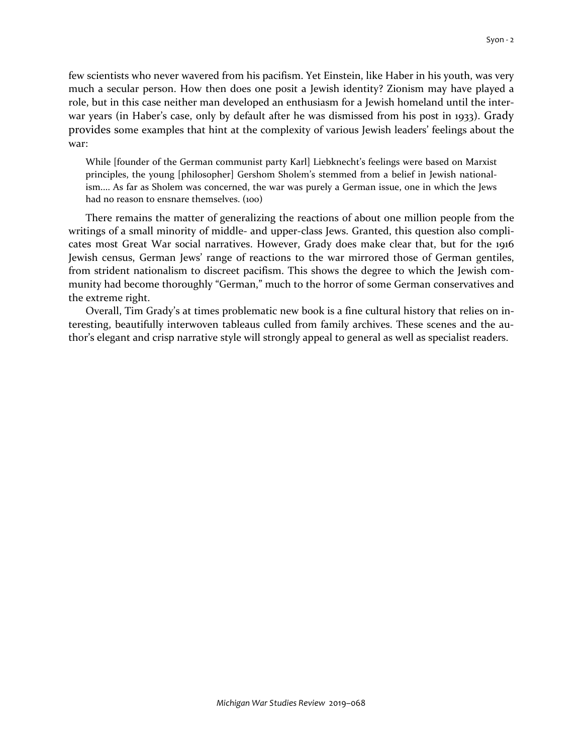few scientists who never wavered from his pacifism. Yet Einstein, like Haber in his youth, was very much a secular person. How then does one posit a Jewish identity? Zionism may have played a role, but in this case neither man developed an enthusiasm for a Jewish homeland until the interwar years (in Haber's case, only by default after he was dismissed from his post in 1933). Grady provides some examples that hint at the complexity of various Jewish leaders' feelings about the war:

> While [founder of the German communist party Karl] Liebknecht's feelings were based on Marxist principles, the young [philosopher] Gershom Sholem's stemmed from a belief in Jewish nationalism.... As far as Sholem was concerned, the war was purely a German issue, one in which the Jews had no reason to ensnare themselves. (100)

There remains the matter of generalizing the reactions of about one million people from the writings of a small minority of middle- and upper-class Jews. Granted, this question also complicates most Great War social narratives. However, Grady does make clear that, but for the 1916 Jewish census, German Jews' range of reactions to the war mirrored those of German gentiles, from strident nationalism to discreet pacifism. This shows the degree to which the Jewish community had become thoroughly "German," much to the horror of some German conservatives and the extreme right.

Overall, Tim Grady's at times problematic new book is a fine cultural history that relies on interesting, beautifully interwoven tableaus culled from family archives. These scenes and the author's elegant and crisp narrative style will strongly appeal to general as well as specialist readers.